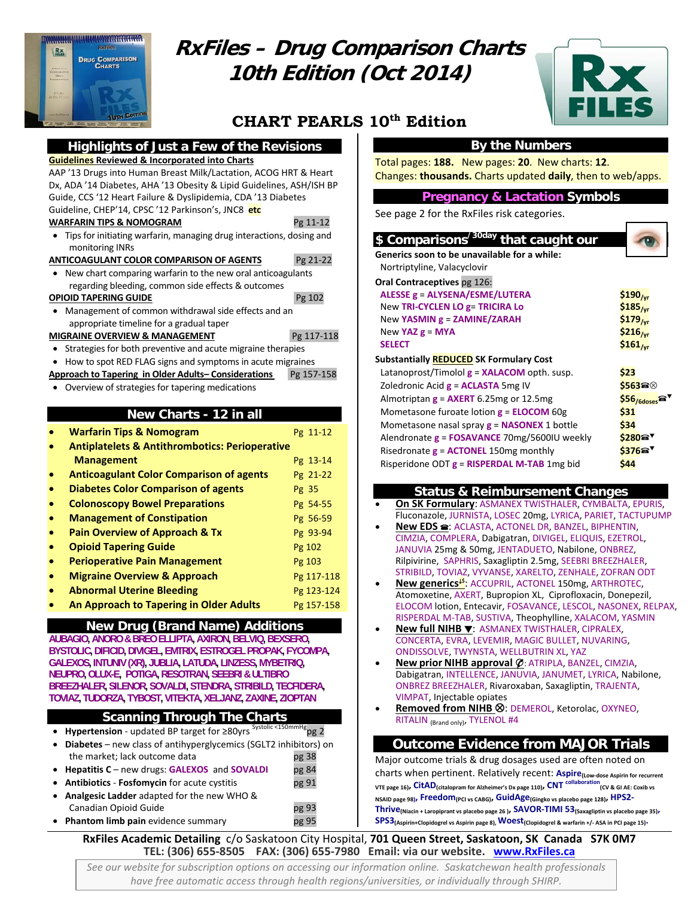# RxFiles – Drug Comparison Charts 10th Edition (Oct 2014)

## CHART PEARLS 10th Edition

## Highlights of Just a Few of the Revisions

**Guidelines Reviewed & Incorporated into Charts**

AAP '13 Drugs into Human Breast Milk/Lactation, ACOG HRT & Heart Dx, ADA '14 Diabetes, AHA '13 Obesity & Lipid Guidelines, ASH/ISH BP Guide, CCS '12 Heart Failure & Dyslipidemia, CDA '13 Diabetes Guideline, CHEP'14, CPSC '12 Parkinson's, JNC8 **etc**

**WARFARIN TIPS & NOMOGRAM** — Pg 11-12
- Tips for initiating warfarin, managing drug interactions, dosing and monitoring INRs

**ANTICOAGULANT COLOR COMPARISON OF AGENTS** — Pg 21-22
- New chart comparing warfarin to the new oral anticoagulants regarding bleeding, common side effects & outcomes

**OPIOID TAPERING GUIDE** — Pg 102
- Management of common withdrawal side effects and an appropriate timeline for a gradual taper

**MIGRAINE OVERVIEW & MANAGEMENT** — Pg 117-118
- Strategies for both preventive and acute migraine therapies
- How to spot RED FLAG signs and symptoms in acute migraines

**Approach to Tapering in Older Adults– Considerations** — Pg 157-158
- Overview of strategies for tapering medications

## New Charts - 12 in all

| Chart | Page |
|---|---|
| Warfarin Tips & Nomogram | Pg 11-12 |
| Antiplatelets & Antithrombotics: Perioperative Management | Pg 13-14 |
| Anticoagulant Color Comparison of agents | Pg 21-22 |
| Diabetes Color Comparison of agents | Pg 35 |
| Colonoscopy Bowel Preparations | Pg 54-55 |
| Management of Constipation | Pg 56-59 |
| Pain Overview of Approach & Tx | Pg 93-94 |
| Opioid Tapering Guide | Pg 102 |
| Perioperative Pain Management | Pg 103 |
| Migraine Overview & Approach | Pg 117-118 |
| Abnormal Uterine Bleeding | Pg 123-124 |
| An Approach to Tapering in Older Adults | Pg 157-158 |

## New Drug (Brand Name) Additions

AUBAGIO, ANORO & BREO ELLIPTA, AXIRON, BELVIQ, BEXSERO, BYSTOLIC, DIFICID, DIVIGEL, EMTRIX, ESTROGEL PROPAK, FYCOMPA, GALEXOS, INTUNIV (XR), JUBLIA, LATUDA, LINZESS, MYBETRIQ, NEUPRO, OLUX-E, POTIGA, RESOTRAN, SEEBRI & ULTIBRO BREEZHALER, SILENOR, SOVALDI, STENDRA, STRIBILD, TECFIDERA, TOVIAZ, TUDORZA, TYBOST, VITEKTA, XELJANZ, ZAXINE, ZIOPTAN

## Scanning Through The Charts

- **Hypertension** - updated BP target for ≥80yrs (Systolic <150mmHg) — pg 2
- **Diabetes** – new class of antihyperglycemics (SGLT2 inhibitors) on the market; lack outcome data — pg 38
- **Hepatitis C** – new drugs: **GALEXOS** and **SOVALDI** — pg 84
- **Antibiotics** - **Fosfomycin** for acute cystitis — pg 91
- **Analgesic Ladder** adapted for the new WHO & Canadian Opioid Guide — pg 93
- **Phantom limb pain** evidence summary — pg 95

## By the Numbers

Total pages: **188.** New pages: **20**. New charts: **12**.
Changes: **thousands.** Charts updated **daily**, then to web/apps.

## Pregnancy & Lactation Symbols

See page 2 for the RxFiles risk categories.

## $ Comparisons/30day that caught our eye

**Generics soon to be unavailable for a while:**
Nortriptyline, Valacyclovir

**Oral Contraceptives** pg 126:

| Product | Cost |
|---|---|
| ALESSE g = ALYSENA/ESME/LUTERA | $190/yr |
| New TRI-CYCLEN LO g= TRICIRA Lo | $185/yr |
| New YASMIN g = ZAMINE/ZARAH | $179/yr |
| New YAZ g = MYA | $216/yr |
| SELECT | $161/yr |

**Substantially REDUCED SK Formulary Cost**

| Product | Cost |
|---|---|
| Latanoprost/Timolol g = XALACOM opth. susp. | $23 |
| Zoledronic Acid g = ACLASTA 5mg IV | $563☎⊗ |
| Almotriptan g = AXERT 6.25mg or 12.5mg | $56/6doses☎▼ |
| Mometasone furoate lotion g = ELOCOM 60g | $31 |
| Mometasone nasal spray g = NASONEX 1 bottle | $34 |
| Alendronate g = FOSAVANCE 70mg/5600IU weekly | $280☎▼ |
| Risedronate g = ACTONEL 150mg monthly | $376☎▼ |
| Risperidone ODT g = RISPERDAL M-TAB 1mg bid | $44 |

## Status & Reimbursement Changes

- **On SK Formulary**: ASMANEX TWISTHALER, CYMBALTA, EPURIS, Fluconazole, JURNISTA, LOSEC 20mg, LYRICA, PARIET, TACTUPUMP
- **New EDS ☎**: ACLASTA, ACTONEL DR, BANZEL, BIPHENTIN, CIMZIA, COMPLERA, Dabigatran, DIVIGEL, ELIQUIS, EZETROL, JANUVIA 25mg & 50mg, JENTADUETO, Nabilone, ONBREZ, Rilpivirine, SAPHRIS, Saxagliptin 2.5mg, SEEBRI BREEZHALER, STRIBILD, TOVIAZ, VYVANSE, XARELTO, ZENHALE, ZOFRAN ODT
- **New generics**: ACCUPRIL, ACTONEL 150mg, ARTHROTEC, Atomoxetine, AXERT, Bupropion XL, Ciprofloxacin, Donepezil, ELOCOM lotion, Entecavir, FOSAVANCE, LESCOL, NASONEX, RELPAX, RISPERDAL M-TAB, SUSTIVA, Theophylline, XALACOM, YASMIN
- **New full NIHB ▼**: ASMANEX TWISTHALER, CIPRALEX, CONCERTA, EVRA, LEVEMIR, MAGIC BULLET, NUVARING, ONDISSOLVE, TWYNSTA, WELLBUTRIN XL, YAZ
- **New prior NIHB approval Ø**: ATRIPLA, BANZEL, CIMZIA, Dabigatran, INTELLENCE, JANUVIA, JANUMET, LYRICA, Nabilone, ONBREZ BREEZHALER, Rivaroxaban, Saxagliptin, TRAJENTA, VIMPAT, Injectable opiates
- **Removed from NIHB ⊗**: DEMEROL, Ketorolac, OXYNEO, RITALIN (Brand only), TYLENOL #4

## Outcome Evidence from MAJOR Trials

Major outcome trials & drug dosages used are often noted on charts when pertinent. Relatively recent: **Aspire** (Low-dose Aspirin for recurrent VTE page 16), **CitAD** (citalopram for Alzheimer's Dx page 110), **CNT collaboration** (CV & GI AE: Coxib vs NSAID page 98), **Freedom** (PCI vs CABG), **GuidAge** (Gingko vs placebo page 128), **HPS2-Thrive** (Niacin + Laropiprant vs placebo page 26), **SAVOR-TIMI 53** (Saxagliptin vs placebo page 35), **SPS3** (Aspirin+Clopidogrel vs Aspirin page 8), **Woest** (Clopidogrel & warfarin +/- ASA in PCI page 15).

---

**RxFiles Academic Detailing** c/o Saskatoon City Hospital, **701 Queen Street, Saskatoon, SK Canada S7K 0M7**
**TEL: (306) 655-8505 FAX: (306) 655-7980 Email: via our website. www.RxFiles.ca**

*See our website for subscription options on accessing our information online. Saskatchewan health professionals have free automatic access through health regions/universities, or individually through SHIRP.*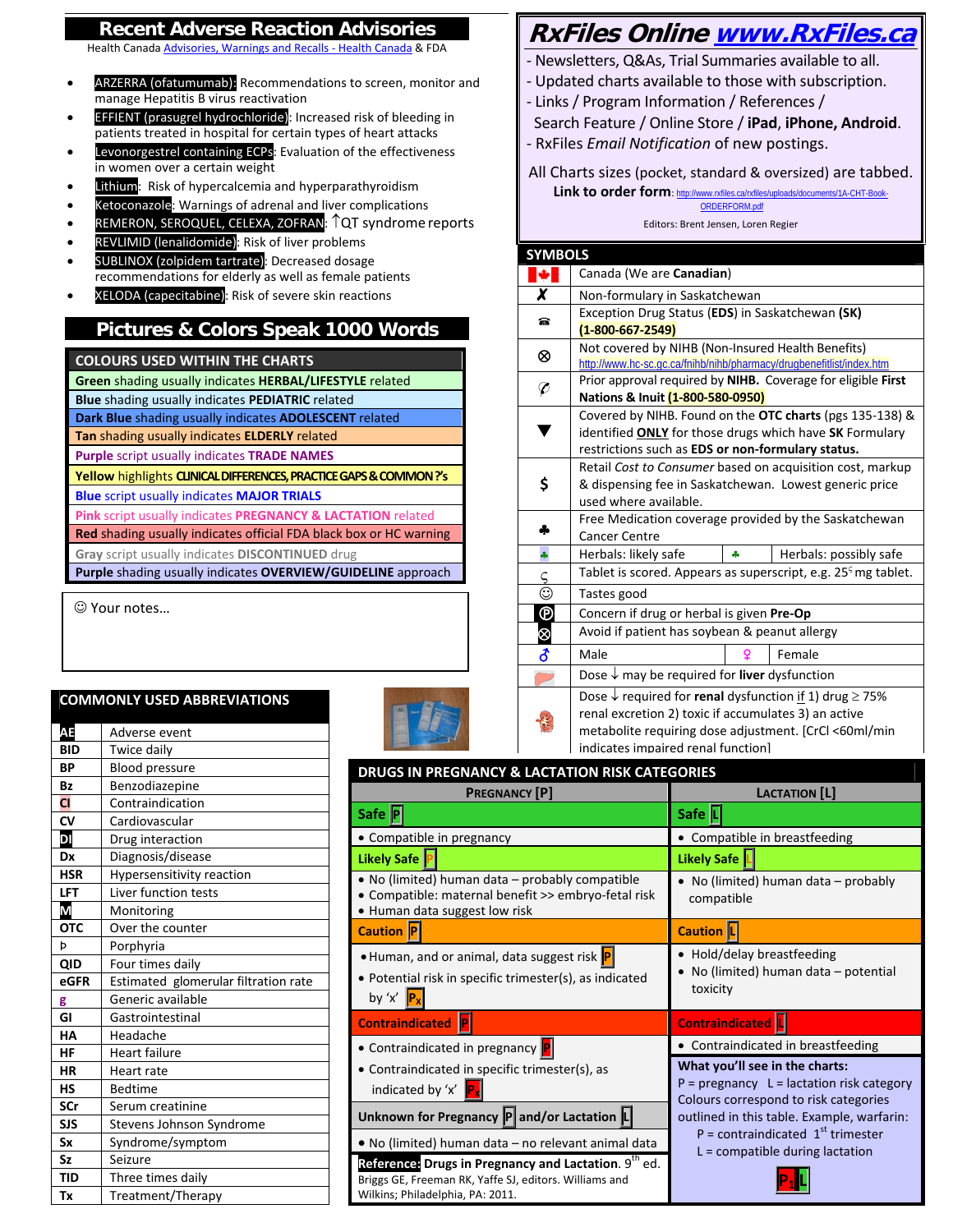# Recent Adverse Reaction Advisories

Health Canada Advisories, Warnings and Recalls - Health Canada & FDA

- ARZERRA (ofatumumab): Recommendations to screen, monitor and manage Hepatitis B virus reactivation
- EFFIENT (prasugrel hydrochloride): Increased risk of bleeding in patients treated in hospital for certain types of heart attacks
- Levonorgestrel containing ECPs: Evaluation of the effectiveness in women over a certain weight
- Lithium: Risk of hypercalcemia and hyperparathyroidism
- Ketoconazole: Warnings of adrenal and liver complications
- REMERON, SEROQUEL, CELEXA, ZOFRAN: ↑QT syndrome reports
- REVLIMID (lenalidomide): Risk of liver problems
- SUBLINOX (zolpidem tartrate): Decreased dosage recommendations for elderly as well as female patients
- XELODA (capecitabine): Risk of severe skin reactions

# Pictures & Colors Speak 1000 Words

| COLOURS USED WITHIN THE CHARTS |
|---|
| **Green** shading usually indicates **HERBAL/LIFESTYLE** related |
| **Blue** shading usually indicates **PEDIATRIC** related |
| **Dark Blue** shading usually indicates **ADOLESCENT** related |
| **Tan** shading usually indicates **ELDERLY** related |
| **Purple** script usually indicates **TRADE NAMES** |
| **Yellow** highlights **CLINICAL DIFFERENCES, PRACTICE GAPS & COMMON ?'s** |
| **Blue** script usually indicates **MAJOR TRIALS** |
| **Pink** script usually indicates **PREGNANCY & LACTATION** related |
| **Red** shading usually indicates official FDA black box or HC warning |
| **Gray** script usually indicates **DISCONTINUED** drug |
| **Purple** shading usually indicates **OVERVIEW/GUIDELINE** approach |

☺ Your notes…

| COMMONLY USED ABBREVIATIONS | |
|---|---|
| AE | Adverse event |
| BID | Twice daily |
| BP | Blood pressure |
| Bz | Benzodiazepine |
| CI | Contraindication |
| CV | Cardiovascular |
| DI | Drug interaction |
| Dx | Diagnosis/disease |
| HSR | Hypersensitivity reaction |
| LFT | Liver function tests |
| M | Monitoring |
| OTC | Over the counter |
| Þ | Porphyria |
| QID | Four times daily |
| eGFR | Estimated glomerular filtration rate |
| g | Generic available |
| GI | Gastrointestinal |
| HA | Headache |
| HF | Heart failure |
| HR | Heart rate |
| HS | Bedtime |
| SCr | Serum creatinine |
| SJS | Stevens Johnson Syndrome |
| Sx | Syndrome/symptom |
| Sz | Seizure |
| TID | Three times daily |
| Tx | Treatment/Therapy |

# RxFiles Online www.RxFiles.ca

- Newsletters, Q&As, Trial Summaries available to all.
- Updated charts available to those with subscription.
- Links / Program Information / References / Search Feature / Online Store / **iPad**, **iPhone**, **Android**.
- RxFiles *Email Notification* of new postings.

All Charts sizes (pocket, standard & oversized) are tabbed.

**Link to order form**: http://www.rxfiles.ca/rxfiles/uploads/documents/1A-CHT-Book-ORDERFORM.pdf

Editors: Brent Jensen, Loren Regier

| SYMBOLS | | | |
|---|---|---|---|
| 🍁 | Canada (We are **Canadian**) | | |
| ✗ | Non-formulary in Saskatchewan | | |
| ☎ | Exception Drug Status (EDS) in Saskatchewan **(SK)** **(1-800-667-2549)** | | |
| ⊗ | Not covered by NIHB (Non-Insured Health Benefits) http://www.hc-sc.gc.ca/fnihb/nihb/pharmacy/drugbenefitlist/index.htm | | |
| ✆ | Prior approval required by **NIHB.** Coverage for eligible **First Nations & Inuit (1-800-580-0950)** | | |
| ▼ | Covered by NIHB. Found on the **OTC charts** (pgs 135-138) & identified **ONLY** for those drugs which have **SK** Formulary restrictions such as **EDS or non-formulary status.** | | |
| $ | Retail *Cost to Consumer* based on acquisition cost, markup & dispensing fee in Saskatchewan. Lowest generic price used where available. | | |
| ♣ | Free Medication coverage provided by the Saskatchewan Cancer Centre | | |
| ♣ | Herbals: likely safe | ♣ | Herbals: possibly safe |
| ς | Tablet is scored. Appears as superscript, e.g. 25ς mg tablet. | | |
| ☺ | Tastes good | | |
| Ⓟ | Concern if drug or herbal is given **Pre-Op** | | |
| ⊗ | Avoid if patient has soybean & peanut allergy | | |
| ♂ | Male | ♀ | Female |
| (liver) | Dose ↓ may be required for **liver** dysfunction | | |
| (kidney) | Dose ↓ required for **renal** dysfunction if 1) drug ≥ 75% renal excretion 2) toxic if accumulates 3) an active metabolite requiring dose adjustment. [CrCl <60ml/min indicates impaired renal function] | | |

## DRUGS IN PREGNANCY & LACTATION RISK CATEGORIES

| PREGNANCY [P] | LACTATION [L] |
|---|---|
| **Safe** P | **Safe** L |
| • Compatible in pregnancy | • Compatible in breastfeeding |
| **Likely Safe** P | **Likely Safe** L |
| • No (limited) human data – probably compatible<br>• Compatible: maternal benefit >> embryo-fetal risk<br>• Human data suggest low risk | • No (limited) human data – probably compatible |
| **Caution** P | **Caution** L |
| • Human, and or animal, data suggest risk P<br>• Potential risk in specific trimester(s), as indicated by 'x' Px | • Hold/delay breastfeeding<br>• No (limited) human data – potential toxicity |
| **Contraindicated** P | **Contraindicated** L |
| • Contraindicated in pregnancy P<br>• Contraindicated in specific trimester(s), as indicated by 'x' Px | • Contraindicated in breastfeeding |
| **Unknown for Pregnancy** P **and/or Lactation** L<br>• No (limited) human data – no relevant animal data | **What you'll see in the charts:**<br>P = pregnancy L = lactation risk category<br>Colours correspond to risk categories outlined in this table. Example, warfarin:<br>P = contraindicated 1st trimester<br>L = compatible during lactation<br>P1 L |
| **Reference: Drugs in Pregnancy and Lactation.** 9th ed. Briggs GE, Freeman RK, Yaffe SJ, editors. Williams and Wilkins; Philadelphia, PA: 2011. | |